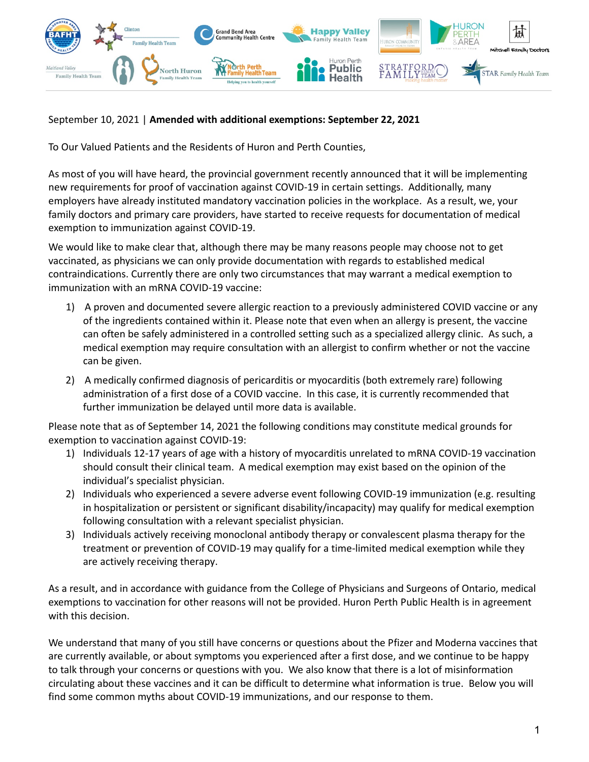September 10, 2021 | **Amended with additional exemptions: September 22, 2021**

To Our Valued Patients and the Residents of Huron and Perth Counties,

As most of you will have heard, the provincial government recently announced that it will be implementing new requirements for proof of vaccination against COVID-19 in certain settings. Additionally, many employers have already instituted mandatory vaccination policies in the workplace. As a result, we, your family doctors and primary care providers, have started to receive requests for documentation of medical exemption to immunization against COVID-19.

We would like to make clear that, although there may be many reasons people may choose not to get vaccinated, as physicians we can only provide documentation with regards to established medical contraindications. Currently there are only two circumstances that may warrant a medical exemption to immunization with an mRNA COVID-19 vaccine:

1) A proven and documented severe allergic reaction to a previously administered COVID vaccine or any of the ingredients contained within it. Please note that even when an allergy is present, the vaccine can often be safely administered in a controlled setting such as a specialized allergy clinic. As such, a medical exemption may require consultation with an allergist to confirm whether or not the vaccine can be given.
2) A medically confirmed diagnosis of pericarditis or myocarditis (both extremely rare) following administration of a first dose of a COVID vaccine. In this case, it is currently recommended that further immunization be delayed until more data is available.

Please note that as of September 14, 2021 the following conditions may constitute medical grounds for exemption to vaccination against COVID-19:

1) Individuals 12-17 years of age with a history of myocarditis unrelated to mRNA COVID-19 vaccination should consult their clinical team. A medical exemption may exist based on the opinion of the individual's specialist physician.
2) Individuals who experienced a severe adverse event following COVID-19 immunization (e.g. resulting in hospitalization or persistent or significant disability/incapacity) may qualify for medical exemption following consultation with a relevant specialist physician.
3) Individuals actively receiving monoclonal antibody therapy or convalescent plasma therapy for the treatment or prevention of COVID-19 may qualify for a time-limited medical exemption while they are actively receiving therapy.

As a result, and in accordance with guidance from the College of Physicians and Surgeons of Ontario, medical exemptions to vaccination for other reasons will not be provided. Huron Perth Public Health is in agreement with this decision.

We understand that many of you still have concerns or questions about the Pfizer and Moderna vaccines that are currently available, or about symptoms you experienced after a first dose, and we continue to be happy to talk through your concerns or questions with you. We also know that there is a lot of misinformation circulating about these vaccines and it can be difficult to determine what information is true. Below you will find some common myths about COVID-19 immunizations, and our response to them.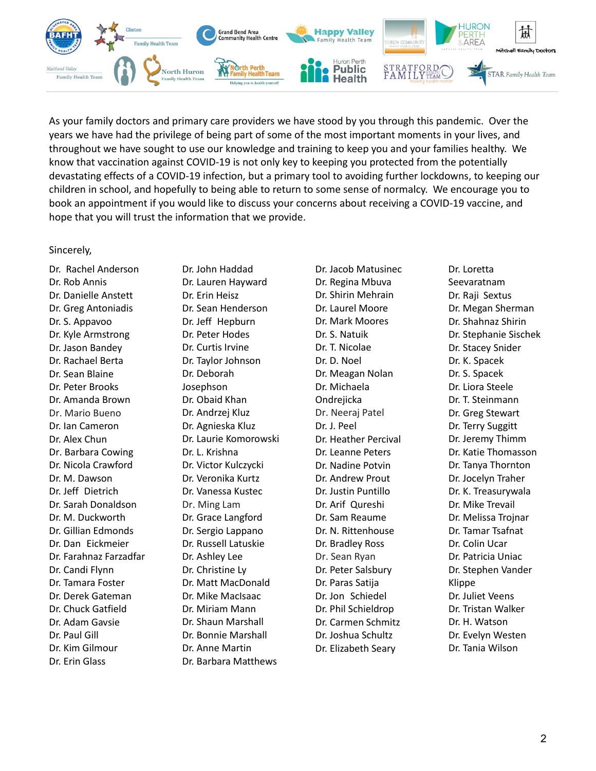As your family doctors and primary care providers we have stood by you through this pandemic. Over the years we have had the privilege of being part of some of the most important moments in your lives, and throughout we have sought to use our knowledge and training to keep you and your families healthy. We know that vaccination against COVID-19 is not only key to keeping you protected from the potentially devastating effects of a COVID-19 infection, but a primary tool to avoiding further lockdowns, to keeping our children in school, and hopefully to being able to return to some sense of normalcy. We encourage you to book an appointment if you would like to discuss your concerns about receiving a COVID-19 vaccine, and hope that you will trust the information that we provide.

Sincerely,

Dr. Rachel Anderson
Dr. Rob Annis
Dr. Danielle Anstett
Dr. Greg Antoniadis
Dr. S. Appavoo
Dr. Kyle Armstrong
Dr. Jason Bandey
Dr. Rachael Berta
Dr. Sean Blaine
Dr. Peter Brooks
Dr. Amanda Brown
Dr. Mario Bueno
Dr. Ian Cameron
Dr. Alex Chun
Dr. Barbara Cowing
Dr. Nicola Crawford
Dr. M. Dawson
Dr. Jeff Dietrich
Dr. Sarah Donaldson
Dr. M. Duckworth
Dr. Gillian Edmonds
Dr. Dan Eickmeier
Dr. Farahnaz Farzadfar
Dr. Candi Flynn
Dr. Tamara Foster
Dr. Derek Gateman
Dr. Chuck Gatfield
Dr. Adam Gavsie
Dr. Paul Gill
Dr. Kim Gilmour
Dr. Erin Glass
Dr. John Haddad
Dr. Lauren Hayward
Dr. Erin Heisz
Dr. Sean Henderson
Dr. Jeff Hepburn
Dr. Peter Hodes
Dr. Curtis Irvine
Dr. Taylor Johnson
Dr. Deborah Josephson
Dr. Obaid Khan
Dr. Andrzej Kluz
Dr. Agnieska Kluz
Dr. Laurie Komorowski
Dr. L. Krishna
Dr. Victor Kulczycki
Dr. Veronika Kurtz
Dr. Vanessa Kustec
Dr. Ming Lam
Dr. Grace Langford
Dr. Sergio Lappano
Dr. Russell Latuskie
Dr. Ashley Lee
Dr. Christine Ly
Dr. Matt MacDonald
Dr. Mike MacIsaac
Dr. Miriam Mann
Dr. Shaun Marshall
Dr. Bonnie Marshall
Dr. Anne Martin
Dr. Barbara Matthews
Dr. Jacob Matusinec
Dr. Regina Mbuva
Dr. Shirin Mehrain
Dr. Laurel Moore
Dr. Mark Moores
Dr. S. Natuik
Dr. T. Nicolae
Dr. D. Noel
Dr. Meagan Nolan
Dr. Michaela Ondrejicka
Dr. Neeraj Patel
Dr. J. Peel
Dr. Heather Percival
Dr. Leanne Peters
Dr. Nadine Potvin
Dr. Andrew Prout
Dr. Justin Puntillo
Dr. Arif Qureshi
Dr. Sam Reaume
Dr. N. Rittenhouse
Dr. Bradley Ross
Dr. Sean Ryan
Dr. Peter Salsbury
Dr. Paras Satija
Dr. Jon Schiedel
Dr. Phil Schieldrop
Dr. Carmen Schmitz
Dr. Joshua Schultz
Dr. Elizabeth Seary
Dr. Loretta Seevaratnam
Dr. Raji Sextus
Dr. Megan Sherman
Dr. Shahnaz Shirin
Dr. Stephanie Sischek
Dr. Stacey Snider
Dr. K. Spacek
Dr. S. Spacek
Dr. Liora Steele
Dr. T. Steinmann
Dr. Greg Stewart
Dr. Terry Suggitt
Dr. Jeremy Thimm
Dr. Katie Thomasson
Dr. Tanya Thornton
Dr. Jocelyn Traher
Dr. K. Treasurywala
Dr. Mike Trevail
Dr. Melissa Trojnar
Dr. Tamar Tsafnat
Dr. Colin Ucar
Dr. Patricia Uniac
Dr. Stephen Vander Klippe
Dr. Juliet Veens
Dr. Tristan Walker
Dr. H. Watson
Dr. Evelyn Westen
Dr. Tania Wilson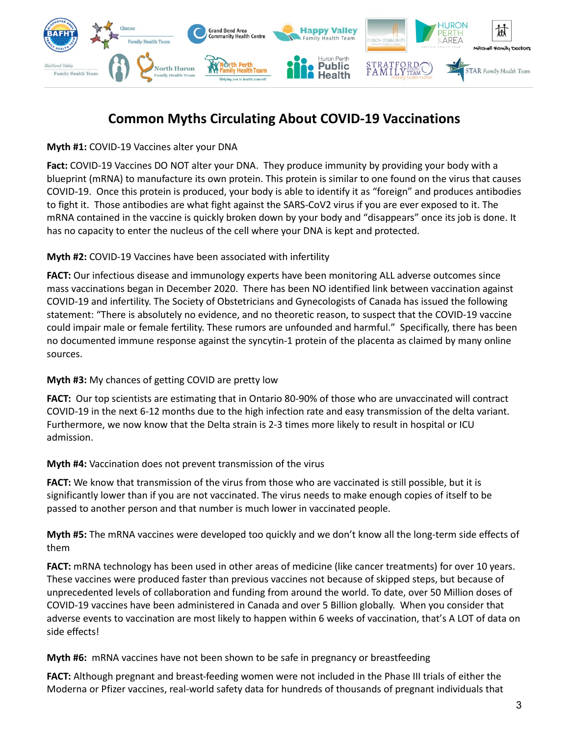# Common Myths Circulating About COVID-19 Vaccinations

**Myth #1:** COVID-19 Vaccines alter your DNA

**Fact:** COVID-19 Vaccines DO NOT alter your DNA. They produce immunity by providing your body with a blueprint (mRNA) to manufacture its own protein. This protein is similar to one found on the virus that causes COVID-19. Once this protein is produced, your body is able to identify it as "foreign" and produces antibodies to fight it. Those antibodies are what fight against the SARS-CoV2 virus if you are ever exposed to it. The mRNA contained in the vaccine is quickly broken down by your body and "disappears" once its job is done. It has no capacity to enter the nucleus of the cell where your DNA is kept and protected.

**Myth #2:** COVID-19 Vaccines have been associated with infertility

**FACT:** Our infectious disease and immunology experts have been monitoring ALL adverse outcomes since mass vaccinations began in December 2020. There has been NO identified link between vaccination against COVID-19 and infertility. The Society of Obstetricians and Gynecologists of Canada has issued the following statement: "There is absolutely no evidence, and no theoretic reason, to suspect that the COVID-19 vaccine could impair male or female fertility. These rumors are unfounded and harmful." Specifically, there has been no documented immune response against the syncytin-1 protein of the placenta as claimed by many online sources.

**Myth #3:** My chances of getting COVID are pretty low

**FACT:** Our top scientists are estimating that in Ontario 80-90% of those who are unvaccinated will contract COVID-19 in the next 6-12 months due to the high infection rate and easy transmission of the delta variant. Furthermore, we now know that the Delta strain is 2-3 times more likely to result in hospital or ICU admission.

**Myth #4:** Vaccination does not prevent transmission of the virus

**FACT:** We know that transmission of the virus from those who are vaccinated is still possible, but it is significantly lower than if you are not vaccinated. The virus needs to make enough copies of itself to be passed to another person and that number is much lower in vaccinated people.

**Myth #5:** The mRNA vaccines were developed too quickly and we don't know all the long-term side effects of them

**FACT:** mRNA technology has been used in other areas of medicine (like cancer treatments) for over 10 years. These vaccines were produced faster than previous vaccines not because of skipped steps, but because of unprecedented levels of collaboration and funding from around the world. To date, over 50 Million doses of COVID-19 vaccines have been administered in Canada and over 5 Billion globally. When you consider that adverse events to vaccination are most likely to happen within 6 weeks of vaccination, that's A LOT of data on side effects!

**Myth #6:** mRNA vaccines have not been shown to be safe in pregnancy or breastfeeding

**FACT:** Although pregnant and breast-feeding women were not included in the Phase III trials of either the Moderna or Pfizer vaccines, real-world safety data for hundreds of thousands of pregnant individuals that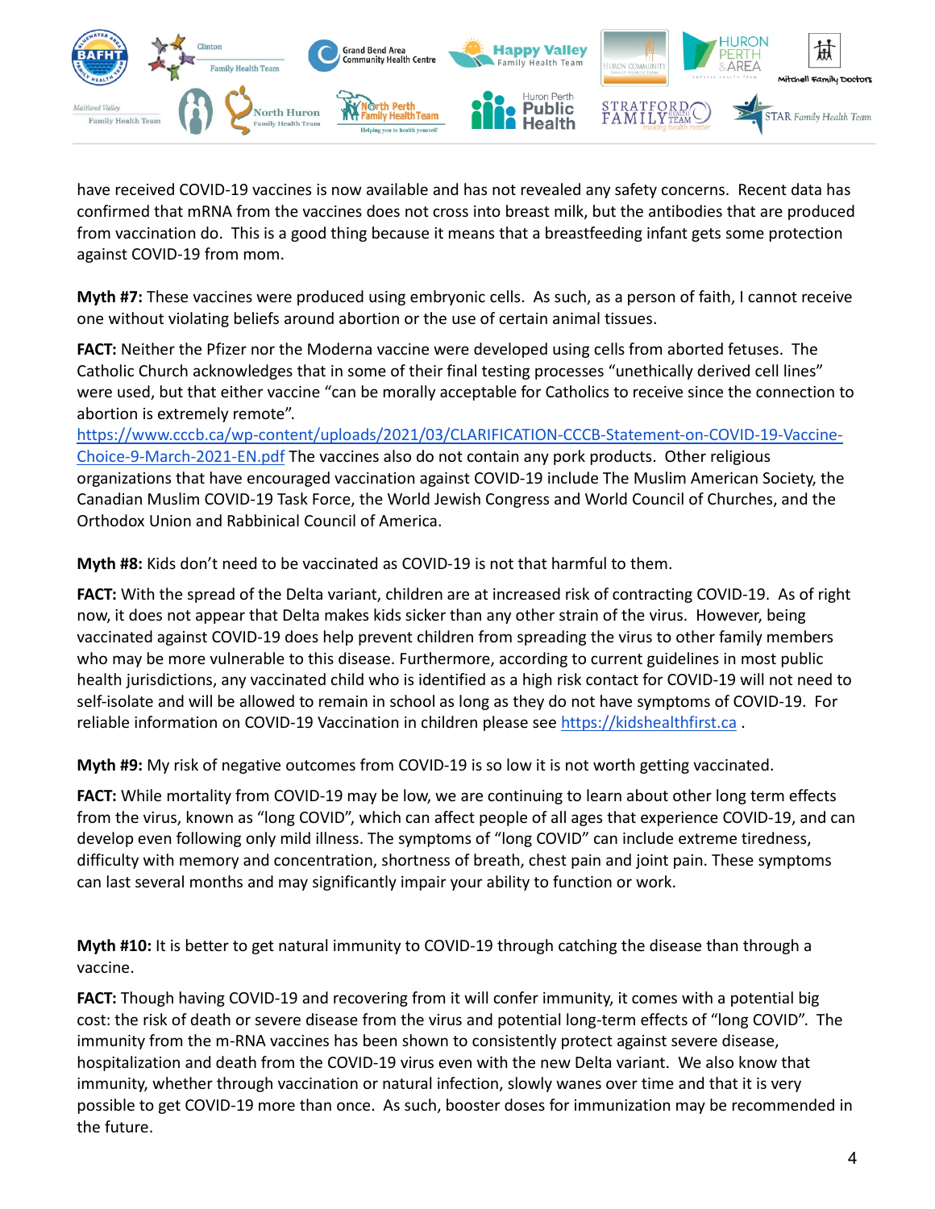have received COVID-19 vaccines is now available and has not revealed any safety concerns. Recent data has confirmed that mRNA from the vaccines does not cross into breast milk, but the antibodies that are produced from vaccination do. This is a good thing because it means that a breastfeeding infant gets some protection against COVID-19 from mom.

**Myth #7:** These vaccines were produced using embryonic cells. As such, as a person of faith, I cannot receive one without violating beliefs around abortion or the use of certain animal tissues.

**FACT:** Neither the Pfizer nor the Moderna vaccine were developed using cells from aborted fetuses. The Catholic Church acknowledges that in some of their final testing processes "unethically derived cell lines" were used, but that either vaccine "can be morally acceptable for Catholics to receive since the connection to abortion is extremely remote". https://www.cccb.ca/wp-content/uploads/2021/03/CLARIFICATION-CCCB-Statement-on-COVID-19-Vaccine-Choice-9-March-2021-EN.pdf The vaccines also do not contain any pork products. Other religious organizations that have encouraged vaccination against COVID-19 include The Muslim American Society, the Canadian Muslim COVID-19 Task Force, the World Jewish Congress and World Council of Churches, and the Orthodox Union and Rabbinical Council of America.

**Myth #8:** Kids don't need to be vaccinated as COVID-19 is not that harmful to them.

**FACT:** With the spread of the Delta variant, children are at increased risk of contracting COVID-19. As of right now, it does not appear that Delta makes kids sicker than any other strain of the virus. However, being vaccinated against COVID-19 does help prevent children from spreading the virus to other family members who may be more vulnerable to this disease. Furthermore, according to current guidelines in most public health jurisdictions, any vaccinated child who is identified as a high risk contact for COVID-19 will not need to self-isolate and will be allowed to remain in school as long as they do not have symptoms of COVID-19. For reliable information on COVID-19 Vaccination in children please see https://kidshealthfirst.ca .

**Myth #9:** My risk of negative outcomes from COVID-19 is so low it is not worth getting vaccinated.

**FACT:** While mortality from COVID-19 may be low, we are continuing to learn about other long term effects from the virus, known as "long COVID", which can affect people of all ages that experience COVID-19, and can develop even following only mild illness. The symptoms of "long COVID" can include extreme tiredness, difficulty with memory and concentration, shortness of breath, chest pain and joint pain. These symptoms can last several months and may significantly impair your ability to function or work.

**Myth #10:** It is better to get natural immunity to COVID-19 through catching the disease than through a vaccine.

**FACT:** Though having COVID-19 and recovering from it will confer immunity, it comes with a potential big cost: the risk of death or severe disease from the virus and potential long-term effects of "long COVID". The immunity from the m-RNA vaccines has been shown to consistently protect against severe disease, hospitalization and death from the COVID-19 virus even with the new Delta variant. We also know that immunity, whether through vaccination or natural infection, slowly wanes over time and that it is very possible to get COVID-19 more than once. As such, booster doses for immunization may be recommended in the future.